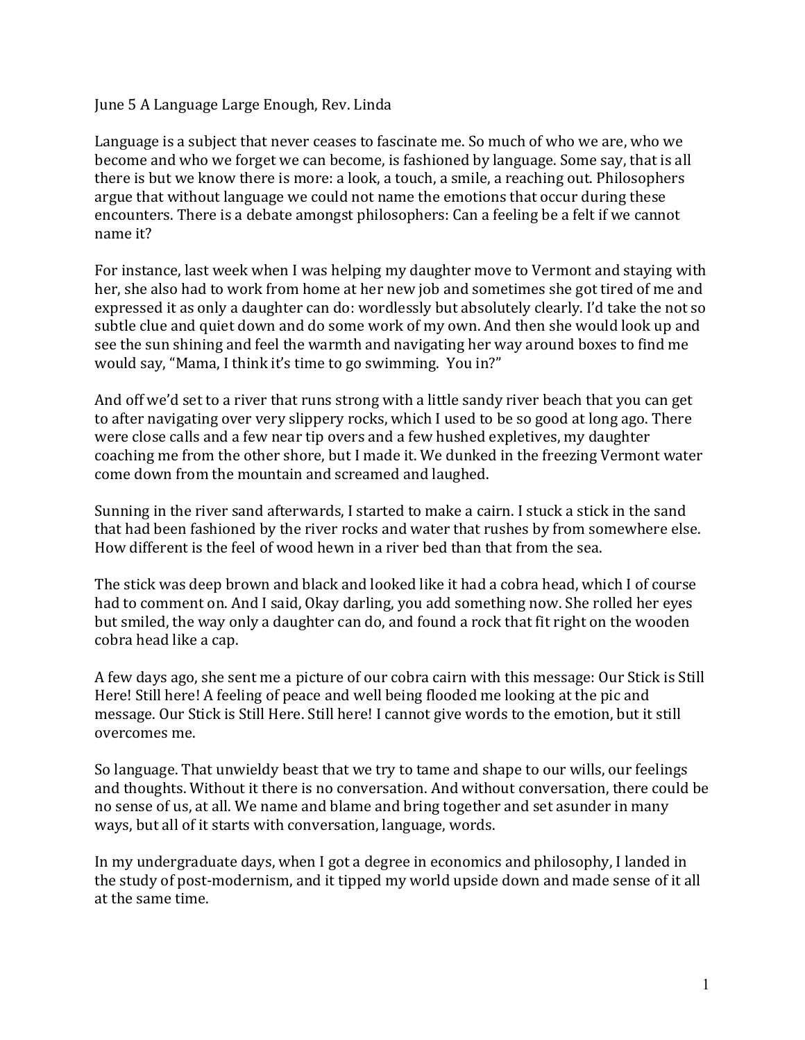June 5 A Language Large Enough, Rev. Linda

Language is a subject that never ceases to fascinate me. So much of who we are, who we become and who we forget we can become, is fashioned by language. Some say, that is all there is but we know there is more: a look, a touch, a smile, a reaching out. Philosophers argue that without language we could not name the emotions that occur during these encounters. There is a debate amongst philosophers: Can a feeling be a felt if we cannot name it?

For instance, last week when I was helping my daughter move to Vermont and staying with her, she also had to work from home at her new job and sometimes she got tired of me and expressed it as only a daughter can do: wordlessly but absolutely clearly. I'd take the not so subtle clue and quiet down and do some work of my own. And then she would look up and see the sun shining and feel the warmth and navigating her way around boxes to find me would say, "Mama, I think it's time to go swimming. You in?"

And off we'd set to a river that runs strong with a little sandy river beach that you can get to after navigating over very slippery rocks, which I used to be so good at long ago. There were close calls and a few near tip overs and a few hushed expletives, my daughter coaching me from the other shore, but I made it. We dunked in the freezing Vermont water come down from the mountain and screamed and laughed.

Sunning in the river sand afterwards, I started to make a cairn. I stuck a stick in the sand that had been fashioned by the river rocks and water that rushes by from somewhere else. How different is the feel of wood hewn in a river bed than that from the sea.

The stick was deep brown and black and looked like it had a cobra head, which I of course had to comment on. And I said, Okay darling, you add something now. She rolled her eyes but smiled, the way only a daughter can do, and found a rock that fit right on the wooden cobra head like a cap.

A few days ago, she sent me a picture of our cobra cairn with this message: Our Stick is Still Here! Still here! A feeling of peace and well being flooded me looking at the pic and message. Our Stick is Still Here. Still here! I cannot give words to the emotion, but it still overcomes me.

So language. That unwieldy beast that we try to tame and shape to our wills, our feelings and thoughts. Without it there is no conversation. And without conversation, there could be no sense of us, at all. We name and blame and bring together and set asunder in many ways, but all of it starts with conversation, language, words.

In my undergraduate days, when I got a degree in economics and philosophy, I landed in the study of post-modernism, and it tipped my world upside down and made sense of it all at the same time.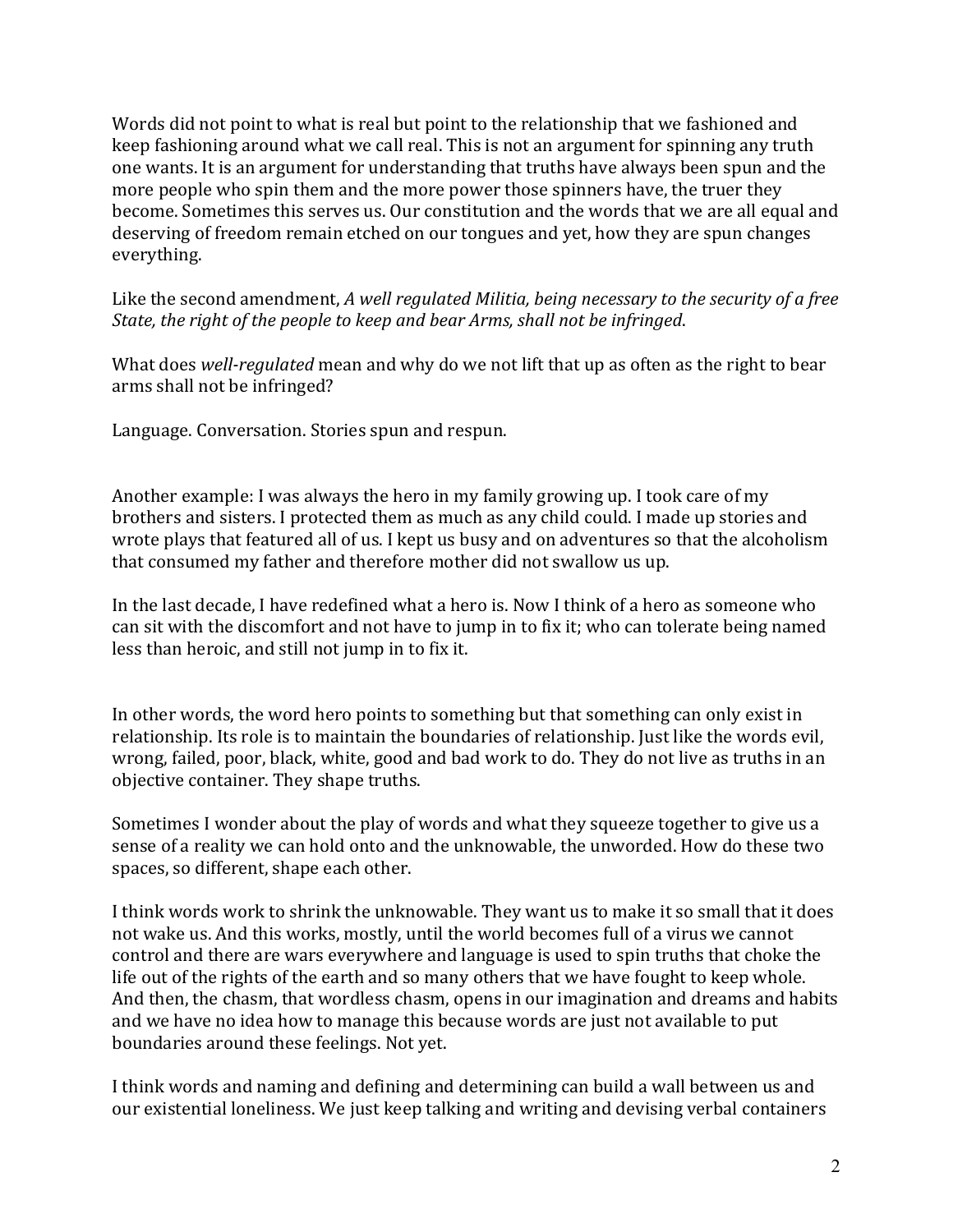Words did not point to what is real but point to the relationship that we fashioned and keep fashioning around what we call real. This is not an argument for spinning any truth one wants. It is an argument for understanding that truths have always been spun and the more people who spin them and the more power those spinners have, the truer they become. Sometimes this serves us. Our constitution and the words that we are all equal and deserving of freedom remain etched on our tongues and yet, how they are spun changes everything.

Like the second amendment, *A well regulated Militia, being necessary to the security of a free State, the right of the people to keep and bear Arms, shall not be infringed*.

What does *well-regulated* mean and why do we not lift that up as often as the right to bear arms shall not be infringed?

Language. Conversation. Stories spun and respun.

Another example: I was always the hero in my family growing up. I took care of my brothers and sisters. I protected them as much as any child could. I made up stories and wrote plays that featured all of us. I kept us busy and on adventures so that the alcoholism that consumed my father and therefore mother did not swallow us up.

In the last decade, I have redefined what a hero is. Now I think of a hero as someone who can sit with the discomfort and not have to jump in to fix it; who can tolerate being named less than heroic, and still not jump in to fix it.

In other words, the word hero points to something but that something can only exist in relationship. Its role is to maintain the boundaries of relationship. Just like the words evil, wrong, failed, poor, black, white, good and bad work to do. They do not live as truths in an objective container. They shape truths.

Sometimes I wonder about the play of words and what they squeeze together to give us a sense of a reality we can hold onto and the unknowable, the unworded. How do these two spaces, so different, shape each other.

I think words work to shrink the unknowable. They want us to make it so small that it does not wake us. And this works, mostly, until the world becomes full of a virus we cannot control and there are wars everywhere and language is used to spin truths that choke the life out of the rights of the earth and so many others that we have fought to keep whole. And then, the chasm, that wordless chasm, opens in our imagination and dreams and habits and we have no idea how to manage this because words are just not available to put boundaries around these feelings. Not yet.

I think words and naming and defining and determining can build a wall between us and our existential loneliness. We just keep talking and writing and devising verbal containers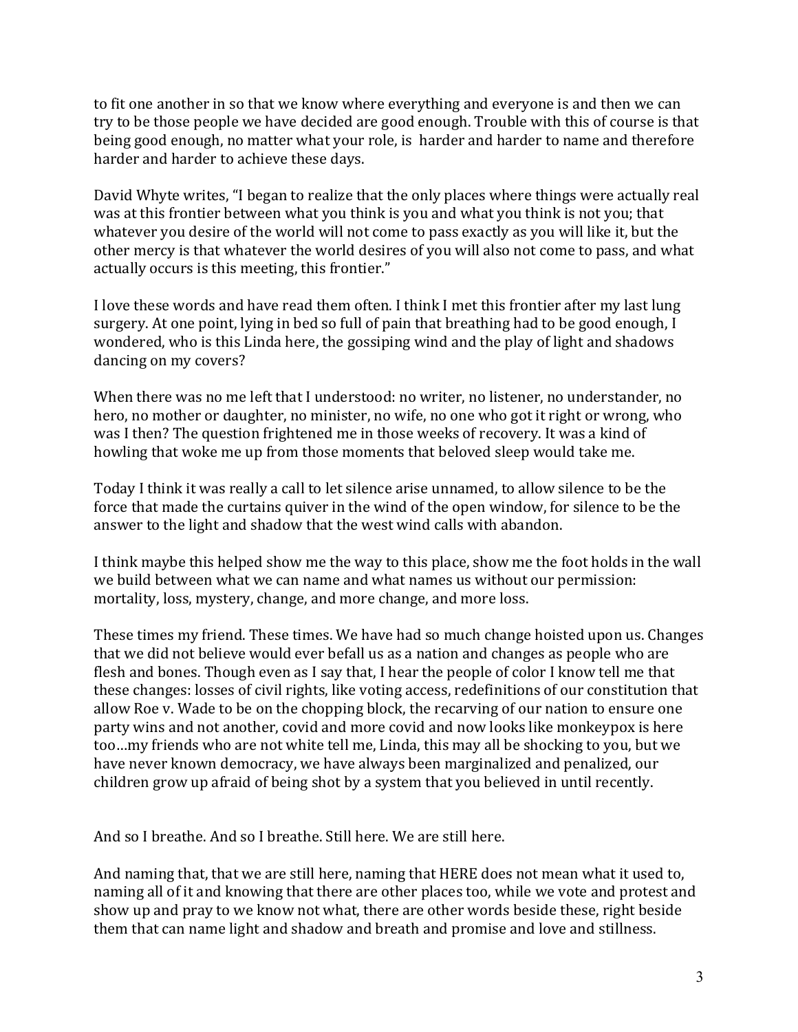to fit one another in so that we know where everything and everyone is and then we can try to be those people we have decided are good enough. Trouble with this of course is that being good enough, no matter what your role, is harder and harder to name and therefore harder and harder to achieve these days.

David Whyte writes, "I began to realize that the only places where things were actually real was at this frontier between what you think is you and what you think is not you; that whatever you desire of the world will not come to pass exactly as you will like it, but the other mercy is that whatever the world desires of you will also not come to pass, and what actually occurs is this meeting, this frontier."

I love these words and have read them often. I think I met this frontier after my last lung surgery. At one point, lying in bed so full of pain that breathing had to be good enough, I wondered, who is this Linda here, the gossiping wind and the play of light and shadows dancing on my covers?

When there was no me left that I understood: no writer, no listener, no understander, no hero, no mother or daughter, no minister, no wife, no one who got it right or wrong, who was I then? The question frightened me in those weeks of recovery. It was a kind of howling that woke me up from those moments that beloved sleep would take me.

Today I think it was really a call to let silence arise unnamed, to allow silence to be the force that made the curtains quiver in the wind of the open window, for silence to be the answer to the light and shadow that the west wind calls with abandon.

I think maybe this helped show me the way to this place, show me the foot holds in the wall we build between what we can name and what names us without our permission: mortality, loss, mystery, change, and more change, and more loss.

These times my friend. These times. We have had so much change hoisted upon us. Changes that we did not believe would ever befall us as a nation and changes as people who are flesh and bones. Though even as I say that, I hear the people of color I know tell me that these changes: losses of civil rights, like voting access, redefinitions of our constitution that allow Roe v. Wade to be on the chopping block, the recarving of our nation to ensure one party wins and not another, covid and more covid and now looks like monkeypox is here too…my friends who are not white tell me, Linda, this may all be shocking to you, but we have never known democracy, we have always been marginalized and penalized, our children grow up afraid of being shot by a system that you believed in until recently.

And so I breathe. And so I breathe. Still here. We are still here.

And naming that, that we are still here, naming that HERE does not mean what it used to, naming all of it and knowing that there are other places too, while we vote and protest and show up and pray to we know not what, there are other words beside these, right beside them that can name light and shadow and breath and promise and love and stillness.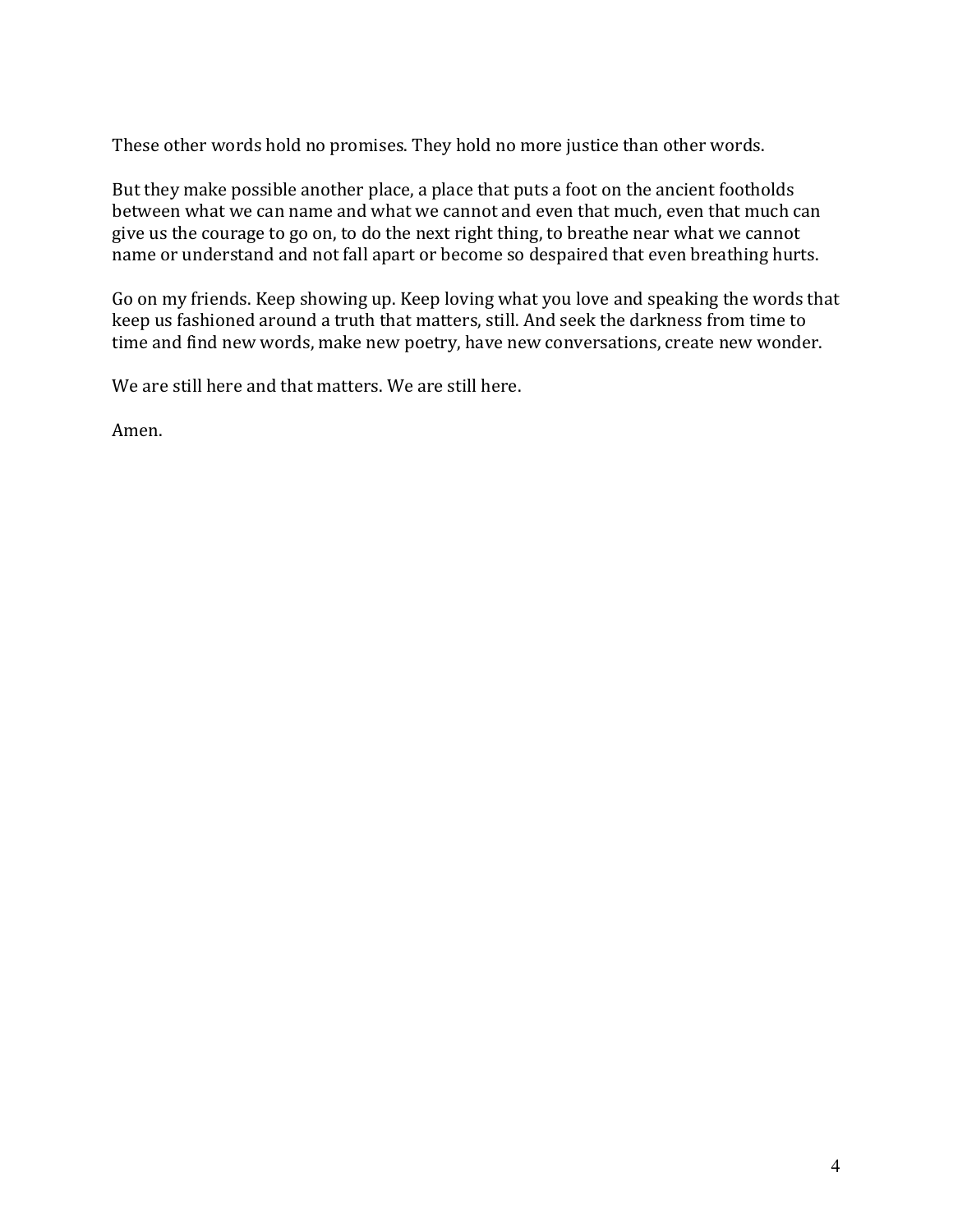These other words hold no promises. They hold no more justice than other words.

But they make possible another place, a place that puts a foot on the ancient footholds between what we can name and what we cannot and even that much, even that much can give us the courage to go on, to do the next right thing, to breathe near what we cannot name or understand and not fall apart or become so despaired that even breathing hurts.

Go on my friends. Keep showing up. Keep loving what you love and speaking the words that keep us fashioned around a truth that matters, still. And seek the darkness from time to time and find new words, make new poetry, have new conversations, create new wonder.

We are still here and that matters. We are still here.

Amen.